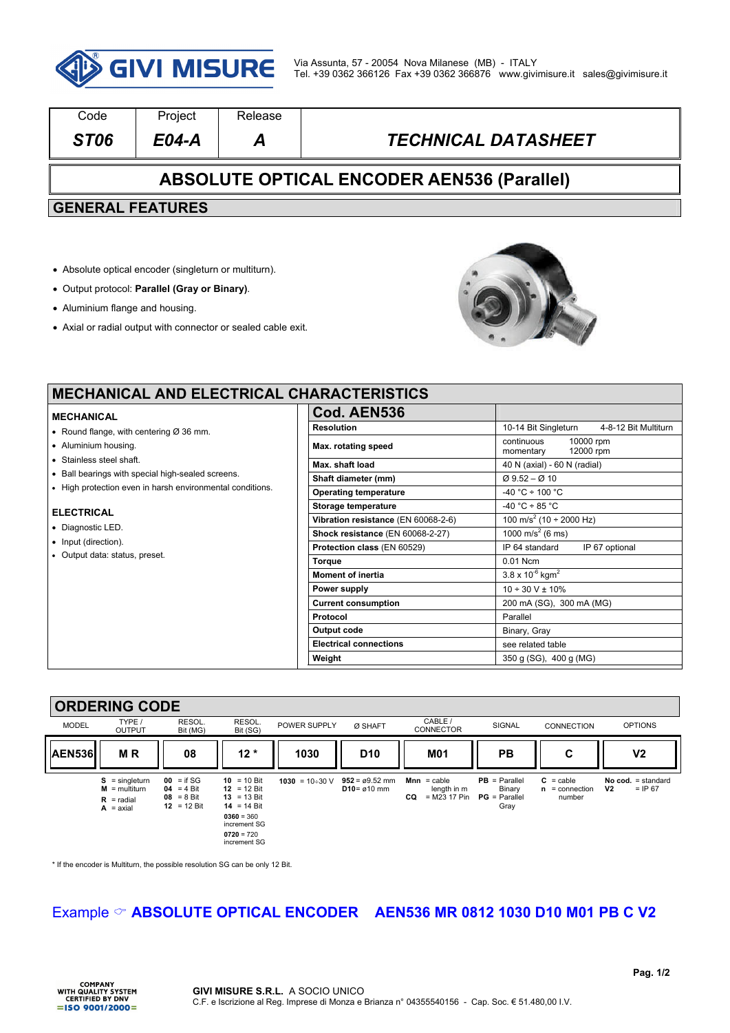GIVI MISURE

Via Assunta, 57 - 20054 Nova Milanese (MB) - ITALY
Tel. +39 0362 366126 Fax +39 0362 366876 www.givimisure.it sales@givimisure.it

| Code | Project | Release | |
|---|---|---|---|
| ***ST06*** | ***E04-A*** | ***A*** | ***TECHNICAL DATASHEET*** |

# ABSOLUTE OPTICAL ENCODER AEN536 (Parallel)

## GENERAL FEATURES

- Absolute optical encoder (singleturn or multiturn).
- Output protocol: **Parallel (Gray or Binary)**.
- Aluminium flange and housing.
- Axial or radial output with connector or sealed cable exit.

## MECHANICAL AND ELECTRICAL CHARACTERISTICS

### MECHANICAL

- Round flange, with centering Ø 36 mm.
- Aluminium housing.
- Stainless steel shaft.
- Ball bearings with special high-sealed screens.
- High protection even in harsh environmental conditions.

### ELECTRICAL

- Diagnostic LED.
- Input (direction).
- Output data: status, preset.

| **Cod. AEN536** | |
|---|---|
| **Resolution** | 10-14 Bit Singleturn 4-8-12 Bit Multiturn |
| **Max. rotating speed** | continuous 10000 rpm; momentary 12000 rpm |
| **Max. shaft load** | 40 N (axial) - 60 N (radial) |
| **Shaft diameter (mm)** | Ø 9.52 – Ø 10 |
| **Operating temperature** | -40 °C ÷ 100 °C |
| **Storage temperature** | -40 °C ÷ 85 °C |
| **Vibration resistance** (EN 60068-2-6) | 100 m/s$^2$ (10 ÷ 2000 Hz) |
| **Shock resistance** (EN 60068-2-27) | 1000 m/s$^2$ (6 ms) |
| **Protection class** (EN 60529) | IP 64 standard IP 67 optional |
| **Torque** | 0.01 Ncm |
| **Moment of inertia** | 3.8 x 10$^{-6}$ kgm$^2$ |
| **Power supply** | 10 ÷ 30 V ± 10% |
| **Current consumption** | 200 mA (SG), 300 mA (MG) |
| **Protocol** | Parallel |
| **Output code** | Binary, Gray |
| **Electrical connections** | see related table |
| **Weight** | 350 g (SG), 400 g (MG) |

## ORDERING CODE

| MODEL | TYPE / OUTPUT | RESOL. Bit (MG) | RESOL. Bit (SG) | POWER SUPPLY | Ø SHAFT | CABLE / CONNECTOR | SIGNAL | CONNECTION | OPTIONS |
|---|---|---|---|---|---|---|---|---|---|
| **AEN536** | **M R** | **08** | **12 *** | **1030** | **D10** | **M01** | **PB** | **C** | **V2** |
| | **S** = singleturn; **M** = multiturn; **R** = radial; **A** = axial | **00** = if SG; **04** = 4 Bit; **08** = 8 Bit; **12** = 12 Bit | **10** = 10 Bit; **12** = 12 Bit; **13** = 13 Bit; **14** = 14 Bit; **0360** = 360 increment SG; **0720** = 720 increment SG | **1030** = 10÷30 V | **952** = ø9.52 mm; **D10**= ø10 mm | **Mnn** = cable length in m; **CQ** = M23 17 Pin | **PB** = Parallel Binary; **PG** = Parallel Gray | **C** = cable; **n** = connection number | **No cod.** = standard; **V2** = IP 67 |

\* If the encoder is Multiturn, the possible resolution SG can be only 12 Bit.

Example ☞ **ABSOLUTE OPTICAL ENCODER AEN536 MR 0812 1030 D10 M01 PB C V2**

COMPANY WITH QUALITY SYSTEM CERTIFIED BY DNV =ISO 9001/2000=

**GIVI MISURE S.R.L.** A SOCIO UNICO
C.F. e Iscrizione al Reg. Imprese di Monza e Brianza n° 04355540156 - Cap. Soc. € 51.480,00 I.V.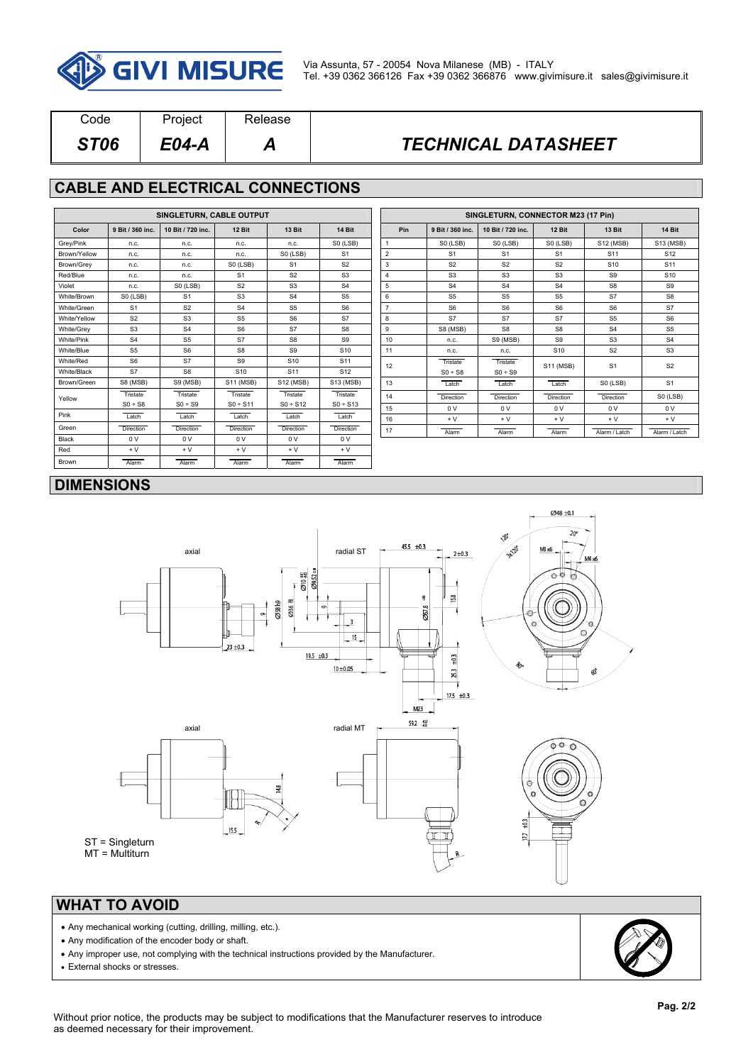Via Assunta, 57 - 20054 Nova Milanese (MB) - ITALY
Tel. +39 0362 366126 Fax +39 0362 366876 www.givimisure.it sales@givimisure.it

| Code | Project | Release | |
|---|---|---|---|
| *ST06* | *E04-A* | *A* | *TECHNICAL DATASHEET* |

## CABLE AND ELECTRICAL CONNECTIONS

| SINGLETURN, CABLE OUTPUT | | | | | |
|---|---|---|---|---|---|
| **Color** | **9 Bit / 360 inc.** | **10 Bit / 720 inc.** | **12 Bit** | **13 Bit** | **14 Bit** |
| Grey/Pink | n.c. | n.c. | n.c. | n.c. | S0 (LSB) |
| Brown/Yellow | n.c. | n.c. | n.c. | S0 (LSB) | S1 |
| Brown/Grey | n.c. | n.c. | S0 (LSB) | S1 | S2 |
| Red/Blue | n.c. | n.c. | S1 | S2 | S3 |
| Violet | n.c. | S0 (LSB) | S2 | S3 | S4 |
| White/Brown | S0 (LSB) | S1 | S3 | S4 | S5 |
| White/Green | S1 | S2 | S4 | S5 | S6 |
| White/Yellow | S2 | S3 | S5 | S6 | S7 |
| White/Grey | S3 | S4 | S6 | S7 | S8 |
| White/Pink | S4 | S5 | S7 | S8 | S9 |
| White/Blue | S5 | S6 | S8 | S9 | S10 |
| White/Red | S6 | S7 | S9 | S10 | S11 |
| White/Black | S7 | S8 | S10 | S11 | S12 |
| Brown/Green | S8 (MSB) | S9 (MSB) | S11 (MSB) | S12 (MSB) | S13 (MSB) |
| Yellow | Tristate S0 ÷ S8 | Tristate S0 ÷ S9 | Tristate S0 ÷ S11 | Tristate S0 ÷ S12 | Tristate S0 ÷ S13 |
| Pink | Latch | Latch | Latch | Latch | Latch |
| Green | Direction | Direction | Direction | Direction | Direction |
| Black | 0 V | 0 V | 0 V | 0 V | 0 V |
| Red | + V | + V | + V | + V | + V |
| Brown | Alarm | Alarm | Alarm | Alarm | Alarm |

| SINGLETURN, CONNECTOR M23 (17 Pin) | | | | | |
|---|---|---|---|---|---|
| **Pin** | **9 Bit / 360 inc.** | **10 Bit / 720 inc.** | **12 Bit** | **13 Bit** | **14 Bit** |
| 1 | S0 (LSB) | S0 (LSB) | S0 (LSB) | S12 (MSB) | S13 (MSB) |
| 2 | S1 | S1 | S1 | S11 | S12 |
| 3 | S2 | S2 | S2 | S10 | S11 |
| 4 | S3 | S3 | S3 | S9 | S10 |
| 5 | S4 | S4 | S4 | S8 | S9 |
| 6 | S5 | S5 | S5 | S7 | S8 |
| 7 | S6 | S6 | S6 | S6 | S7 |
| 8 | S7 | S7 | S7 | S5 | S6 |
| 9 | S8 (MSB) | S8 | S8 | S4 | S5 |
| 10 | n.c. | S9 (MSB) | S9 | S3 | S4 |
| 11 | n.c. | n.c. | S10 | S2 | S3 |
| 12 | Tristate S0 ÷ S8 | Tristate S0 ÷ S9 | S11 (MSB) | S1 | S2 |
| 13 | Latch | Latch | Latch | S0 (LSB) | S1 |
| 14 | Direction | Direction | Direction | Direction | S0 (LSB) |
| 15 | 0 V | 0 V | 0 V | 0 V | 0 V |
| 16 | + V | + V | + V | + V | + V |
| 17 | Alarm | Alarm | Alarm | Alarm / Latch | Alarm / Latch |

## DIMENSIONS

axial

radial ST

radial MT

ST = Singleturn
MT = Multiturn

## WHAT TO AVOID

- Any mechanical working (cutting, drilling, milling, etc.).
- Any modification of the encoder body or shaft.
- Any improper use, not complying with the technical instructions provided by the Manufacturer.
- External shocks or stresses.

Without prior notice, the products may be subject to modifications that the Manufacturer reserves to introduce as deemed necessary for their improvement.